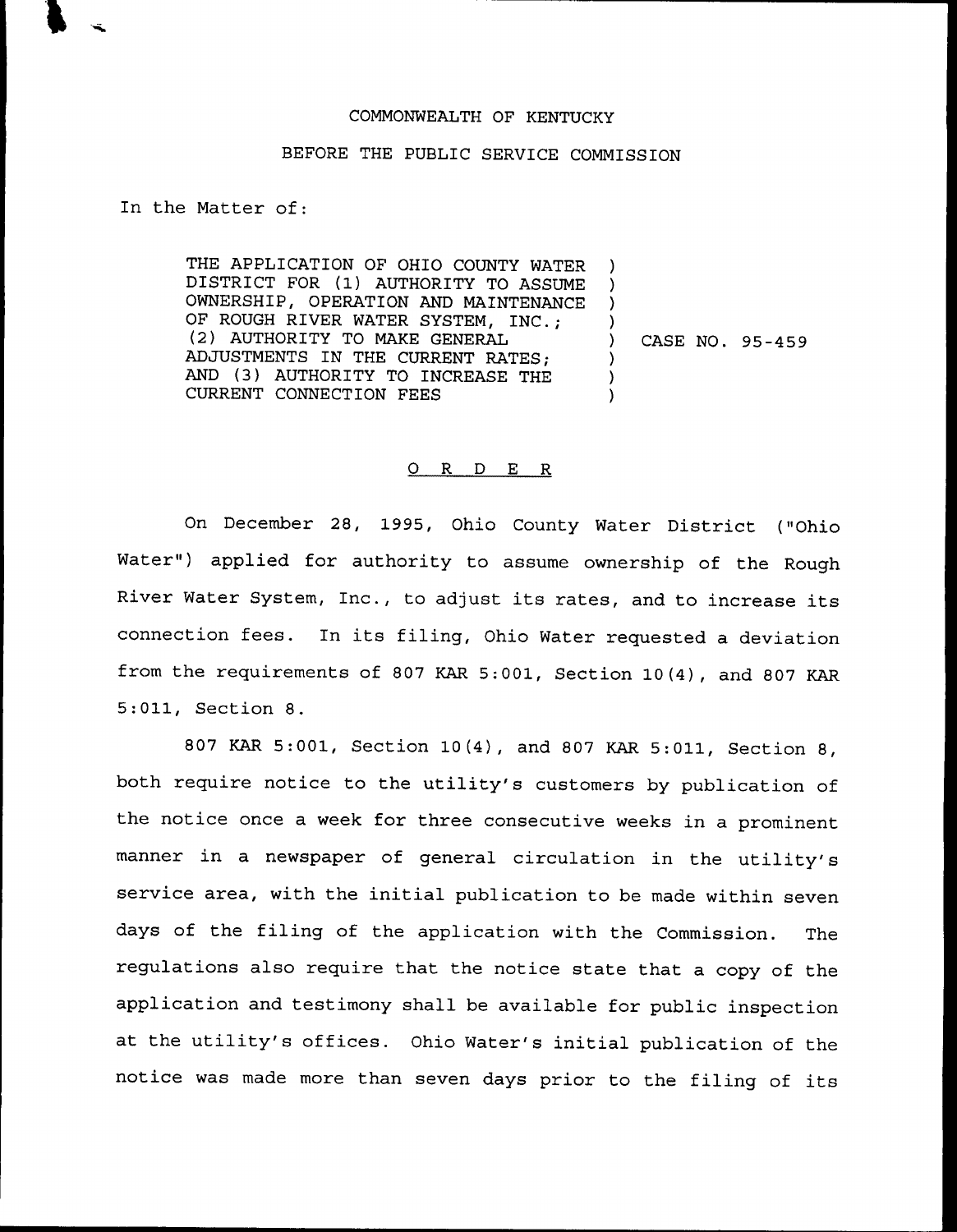COMMONWEALTH OF KENTUCKY

BEFORE THE PUBLIC SERVICE COMMISSION

In the Matter of:

THE APPLICATION OF OHIO COUNTY WATER DISTRICT FOR (1) AUTHORITY TO ASSUME OWNERSHIP, OPERATION AND MAINTENANCE OF ROUGH RIVER WATER SYSTEM, INC.; (2) AUTHORITY TO MAKE GENERAL ADJUSTMENTS IN THE CURRENT RATES; AND (3) AUTHORITY TO INCREASE THE CURRENT CONNECTION FEES ) CASE NO. 95-459

O R D E R

On December 28, 1995, Ohio County Water District ("Ohio Water") applied for authority to assume ownership of the Rough River Water System, Inc., to adjust its rates, and to increase its connection fees. In its filing, Ohio Water requested a deviation from the requirements of 807 KAR 5:001, Section 10(4), and 807 KAR 5:011, Section 8.

807 KAR 5:001, Section 10(4), and 807 KAR 5:011, Section 8, both require notice to the utility's customers by publication of the notice once a week for three consecutive weeks in a prominent manner in a newspaper of general circulation in the utility's service area, with the initial publication to be made within seven days of the filing of the application with the Commission. The regulations also require that the notice state that a copy of the application and testimony shall be available for public inspection at the utility's offices. Ohio Water's initial publication of the notice was made more than seven days prior to the filing of its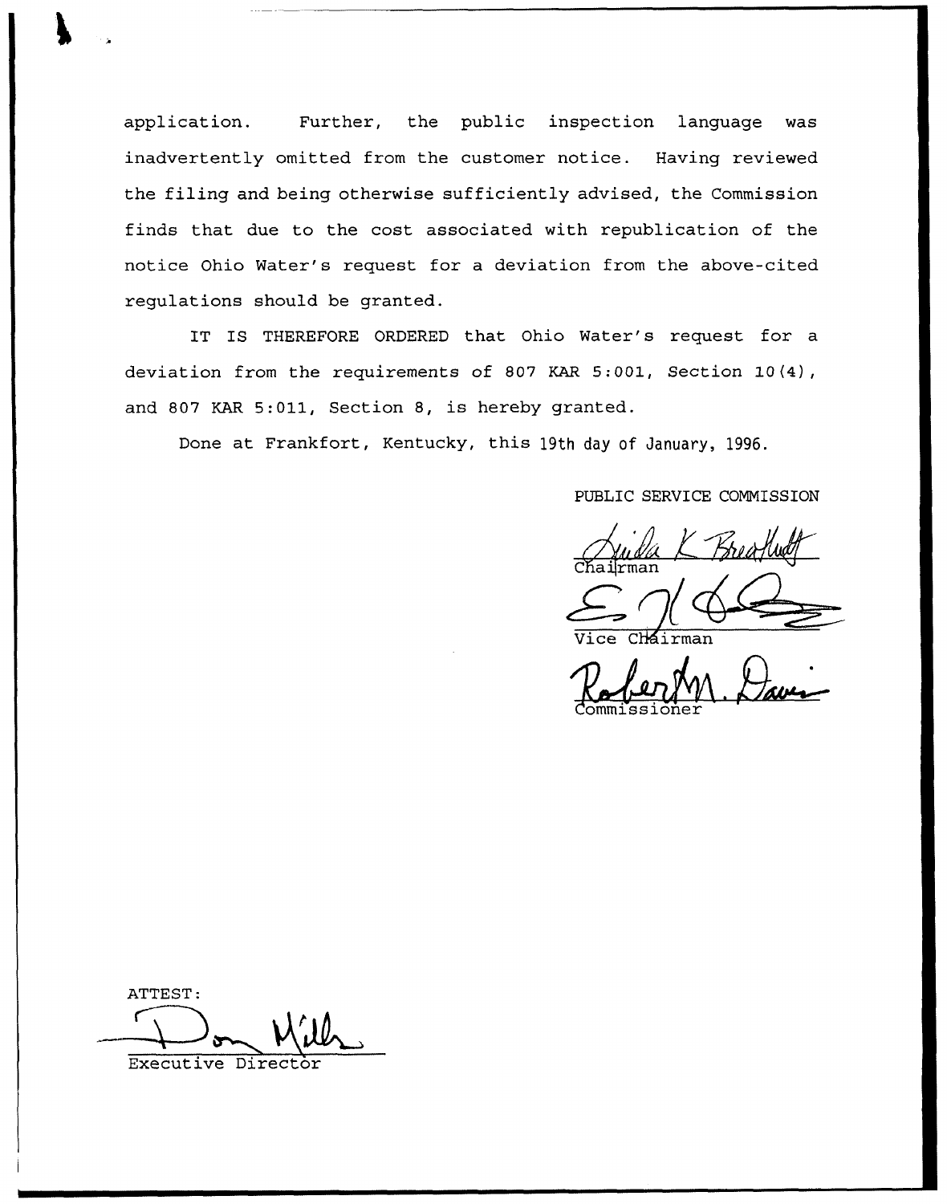application. Further, the public inspection language was inadvertently omitted from the customer notice. Having reviewed the filing and being otherwise sufficiently advised, the Commission finds that due to the cost associated with republication of the notice Ohio Water's request for a deviation from the above-cited regulations should be granted.

IT IS THEREFORE ORDERED that Ohio Water's request for a deviation from the requirements of 807 KAR 5:001, Section 10(4), and 807 KAR 5:011, Section 8, is hereby granted.

Done at Frankfort, Kentucky, this 19th day of January, 1996.

PUBLIC SERVICE COMMISSION

Chairman

Vice Chairman

Commissioner

ATTEST:

Executive Director